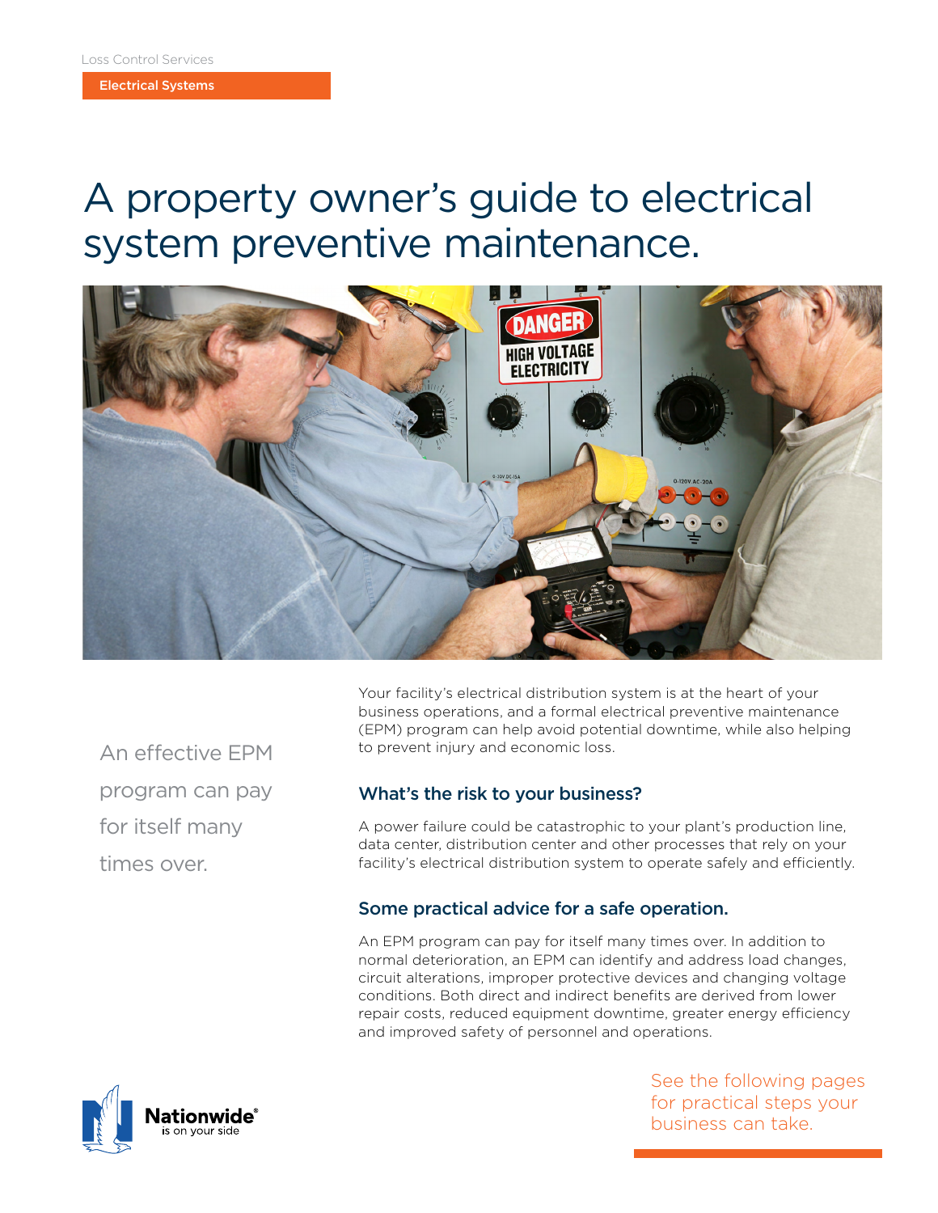Loss Control Services

Electrical Systems

# A property owner's guide to electrical system preventive maintenance.

An effective EPM program can pay for itself many times over.

Your facility's electrical distribution system is at the heart of your business operations, and a formal electrical preventive maintenance (EPM) program can help avoid potential downtime, while also helping to prevent injury and economic loss.

## What's the risk to your business?

A power failure could be catastrophic to your plant's production line, data center, distribution center and other processes that rely on your facility's electrical distribution system to operate safely and efficiently.

## Some practical advice for a safe operation.

An EPM program can pay for itself many times over. In addition to normal deterioration, an EPM can identify and address load changes, circuit alterations, improper protective devices and changing voltage conditions. Both direct and indirect benefits are derived from lower repair costs, reduced equipment downtime, greater energy efficiency and improved safety of personnel and operations.

See the following pages for practical steps your business can take.

Nationwide® is on your side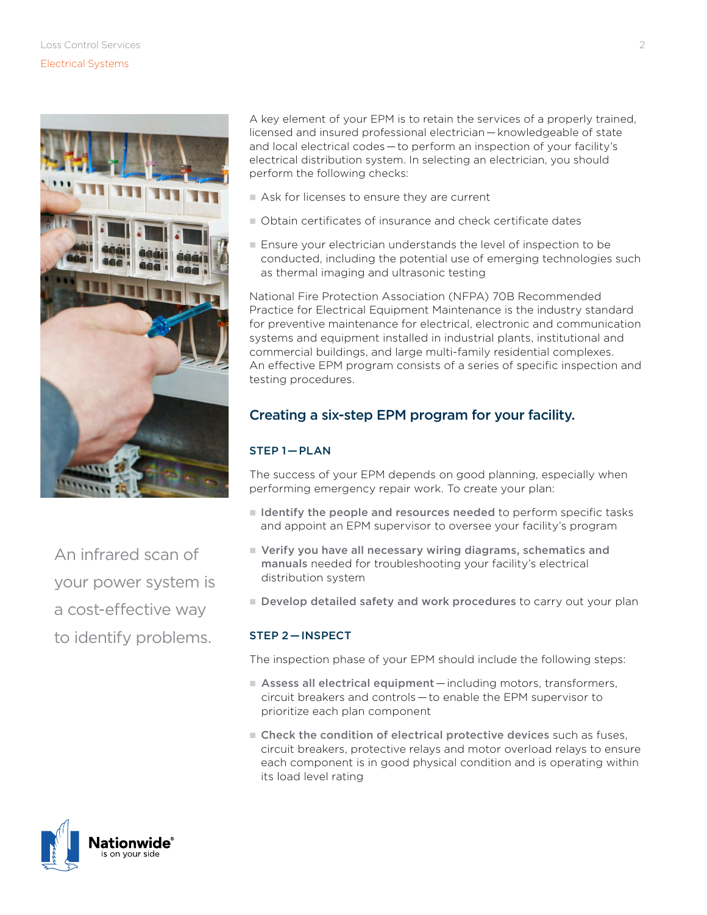A key element of your EPM is to retain the services of a properly trained, licensed and insured professional electrician — knowledgeable of state and local electrical codes — to perform an inspection of your facility's electrical distribution system. In selecting an electrician, you should perform the following checks:

- Ask for licenses to ensure they are current
- Obtain certificates of insurance and check certificate dates
- Ensure your electrician understands the level of inspection to be conducted, including the potential use of emerging technologies such as thermal imaging and ultrasonic testing

National Fire Protection Association (NFPA) 70B Recommended Practice for Electrical Equipment Maintenance is the industry standard for preventive maintenance for electrical, electronic and communication systems and equipment installed in industrial plants, institutional and commercial buildings, and large multi-family residential complexes. An effective EPM program consists of a series of specific inspection and testing procedures.

An infrared scan of your power system is a cost-effective way to identify problems.

## Creating a six-step EPM program for your facility.

### STEP 1 — PLAN

The success of your EPM depends on good planning, especially when performing emergency repair work. To create your plan:

- **Identify the people and resources needed** to perform specific tasks and appoint an EPM supervisor to oversee your facility's program
- **Verify you have all necessary wiring diagrams, schematics and manuals** needed for troubleshooting your facility's electrical distribution system
- **Develop detailed safety and work procedures** to carry out your plan

### STEP 2 — INSPECT

The inspection phase of your EPM should include the following steps:

- **Assess all electrical equipment** — including motors, transformers, circuit breakers and controls — to enable the EPM supervisor to prioritize each plan component
- **Check the condition of electrical protective devices** such as fuses, circuit breakers, protective relays and motor overload relays to ensure each component is in good physical condition and is operating within its load level rating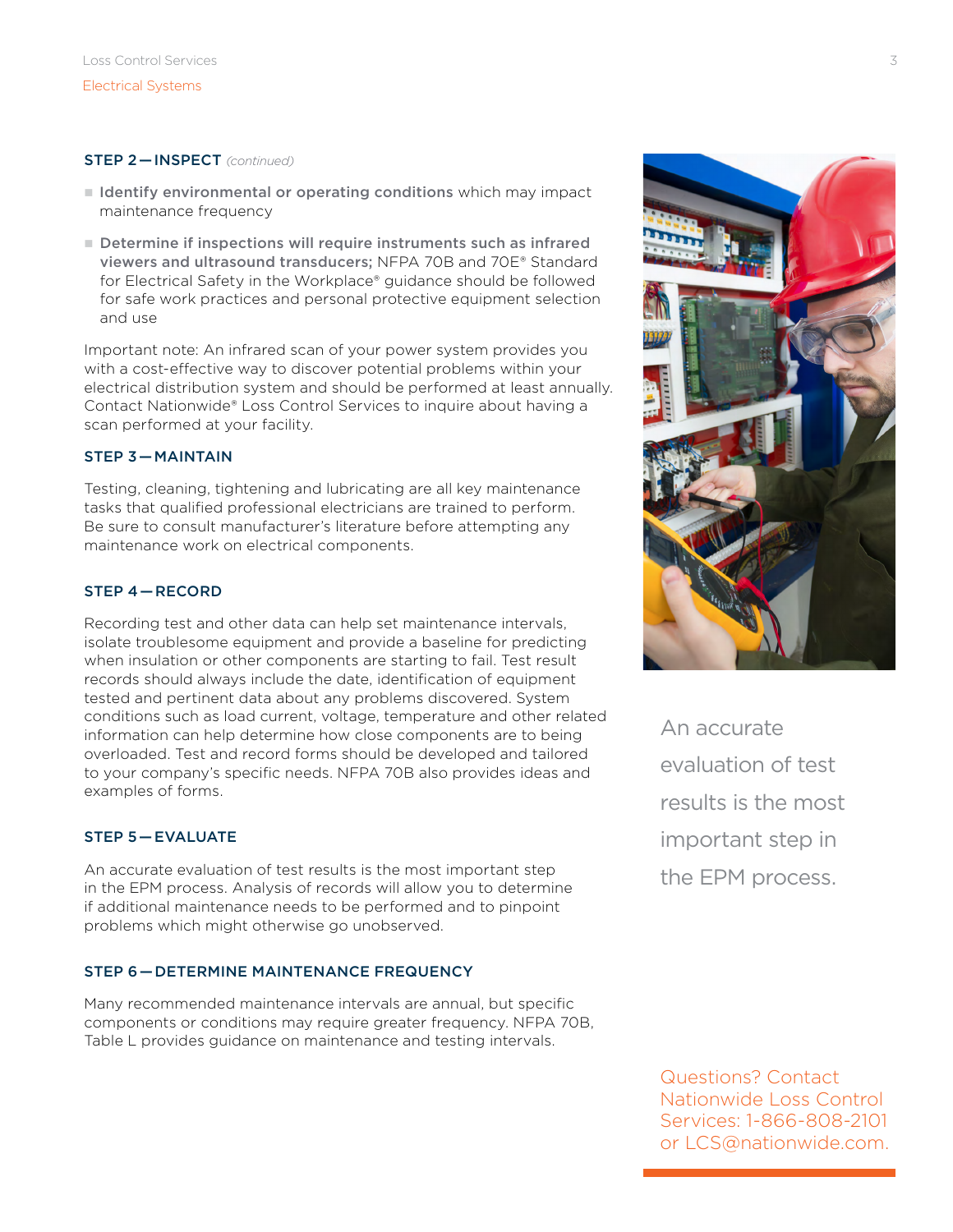### STEP 2 — INSPECT *(continued)*

- **Identify environmental or operating conditions** which may impact maintenance frequency
- **Determine if inspections will require instruments such as infrared viewers and ultrasound transducers;** NFPA 70B and 70E® Standard for Electrical Safety in the Workplace® guidance should be followed for safe work practices and personal protective equipment selection and use

Important note: An infrared scan of your power system provides you with a cost-effective way to discover potential problems within your electrical distribution system and should be performed at least annually. Contact Nationwide® Loss Control Services to inquire about having a scan performed at your facility.

### STEP 3 — MAINTAIN

Testing, cleaning, tightening and lubricating are all key maintenance tasks that qualified professional electricians are trained to perform. Be sure to consult manufacturer's literature before attempting any maintenance work on electrical components.

### STEP 4 — RECORD

Recording test and other data can help set maintenance intervals, isolate troublesome equipment and provide a baseline for predicting when insulation or other components are starting to fail. Test result records should always include the date, identification of equipment tested and pertinent data about any problems discovered. System conditions such as load current, voltage, temperature and other related information can help determine how close components are to being overloaded. Test and record forms should be developed and tailored to your company's specific needs. NFPA 70B also provides ideas and examples of forms.

### STEP 5 — EVALUATE

An accurate evaluation of test results is the most important step in the EPM process. Analysis of records will allow you to determine if additional maintenance needs to be performed and to pinpoint problems which might otherwise go unobserved.

### STEP 6 — DETERMINE MAINTENANCE FREQUENCY

Many recommended maintenance intervals are annual, but specific components or conditions may require greater frequency. NFPA 70B, Table L provides guidance on maintenance and testing intervals.

An accurate evaluation of test results is the most important step in the EPM process.

Questions? Contact Nationwide Loss Control Services: 1-866-808-2101 or LCS@nationwide.com.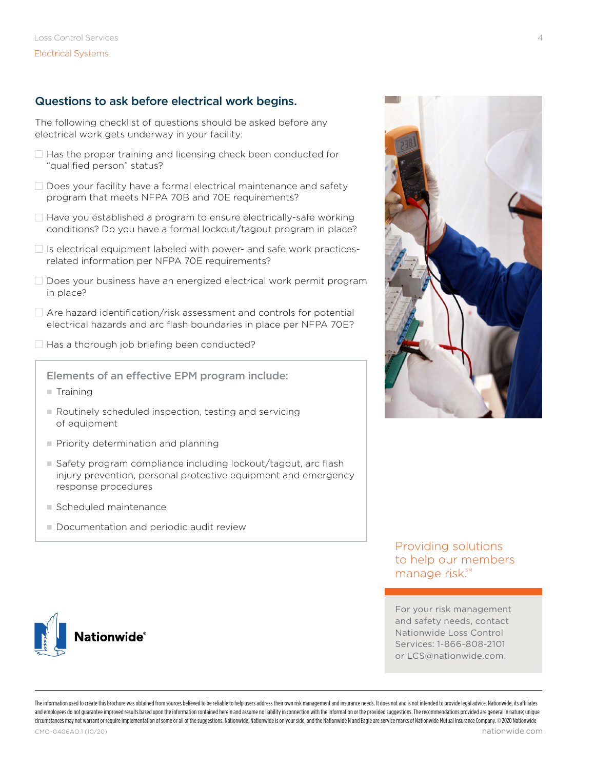## Questions to ask before electrical work begins.

The following checklist of questions should be asked before any electrical work gets underway in your facility:

- ☐ Has the proper training and licensing check been conducted for "qualified person" status?
- ☐ Does your facility have a formal electrical maintenance and safety program that meets NFPA 70B and 70E requirements?
- ☐ Have you established a program to ensure electrically-safe working conditions? Do you have a formal lockout/tagout program in place?
- ☐ Is electrical equipment labeled with power- and safe work practices-related information per NFPA 70E requirements?
- ☐ Does your business have an energized electrical work permit program in place?
- ☐ Are hazard identification/risk assessment and controls for potential electrical hazards and arc flash boundaries in place per NFPA 70E?
- ☐ Has a thorough job briefing been conducted?

### Elements of an effective EPM program include:

- Training
- Routinely scheduled inspection, testing and servicing of equipment
- Priority determination and planning
- Safety program compliance including lockout/tagout, arc flash injury prevention, personal protective equipment and emergency response procedures
- Scheduled maintenance
- Documentation and periodic audit review

Providing solutions to help our members manage risk.[SM]

For your risk management and safety needs, contact Nationwide Loss Control Services: 1-866-808-2101 or LCS@nationwide.com.

Nationwide®

The information used to create this brochure was obtained from sources believed to be reliable to help users address their own risk management and insurance needs. It does not and is not intended to provide legal advice. Nationwide, its affiliates and employees do not guarantee improved results based upon the information contained herein and assume no liability in connection with the information or the provided suggestions. The recommendations provided are general in nature; unique circumstances may not warrant or require implementation of some or all of the suggestions. Nationwide, Nationwide is on your side, and the Nationwide N and Eagle are service marks of Nationwide Mutual Insurance Company. © 2020 Nationwide

CMO-0406AO.1 (10/20)

nationwide.com